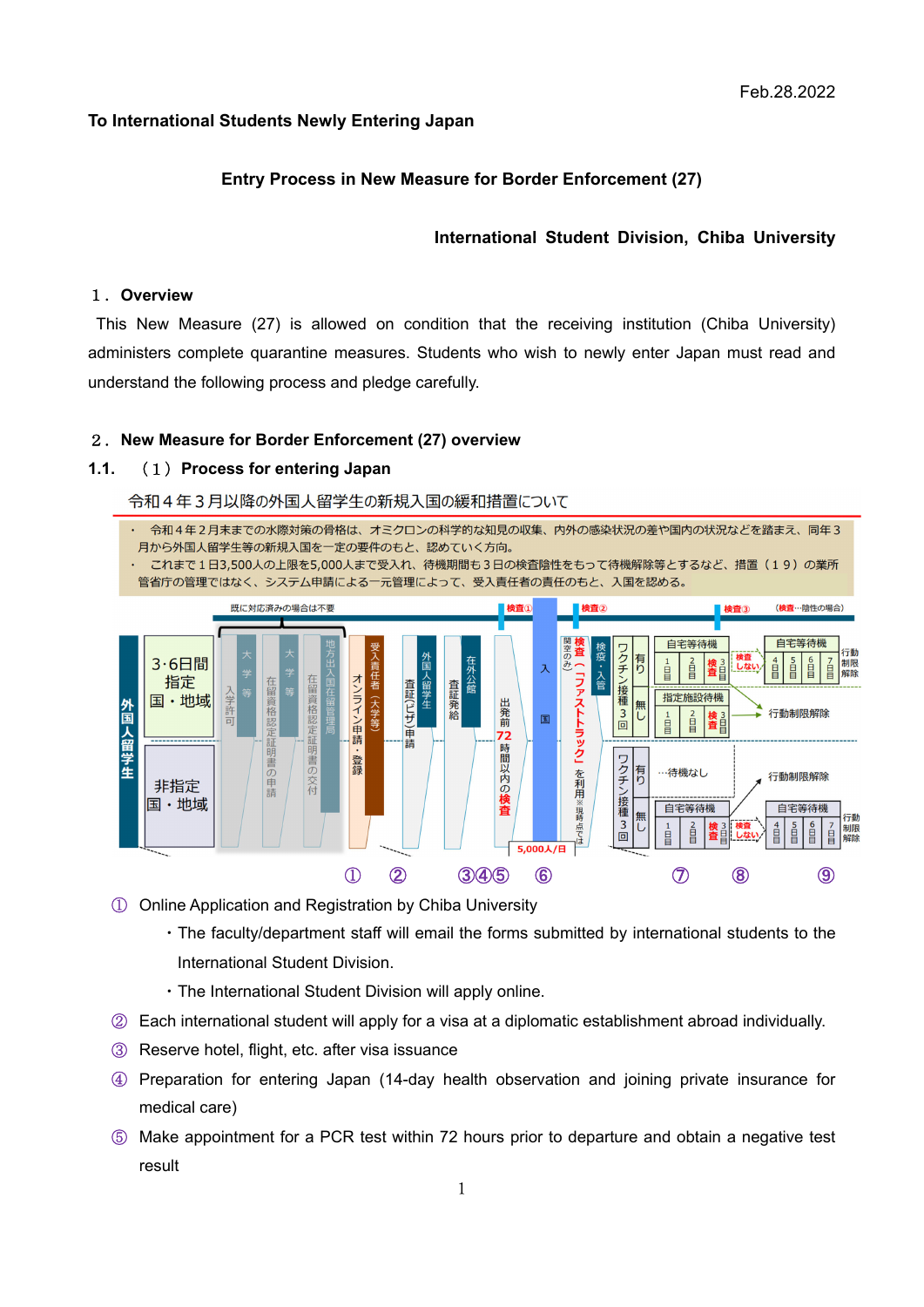Feb.28.2022

**To International Students Newly Entering Japan**

## Entry Process in New Measure for Border Enforcement (27)

**International Student Division, Chiba University**

## １．Overview

This New Measure (27) is allowed on condition that the receiving institution (Chiba University) administers complete quarantine measures. Students who wish to newly enter Japan must read and understand the following process and pledge carefully.

## ２．New Measure for Border Enforcement (27) overview

### 1.1. （１）Process for entering Japan

令和４年３月以降の外国人留学生の新規入国の緩和措置について

・ 令和４年２月末までの水際対策の骨格は、オミクロンの科学的な知見の収集、内外の感染状況の差や国内の状況などを踏まえ、同年３月から外国人留学生等の新規入国を一定の要件のもと、認めていく方向。

・ これまで１日3,500人の上限を5,000人まで受入れ、待機期間も３日の検査陰性をもって待機解除等とするなど、措置（１９）の業所管省庁の管理ではなく、システム申請による一元管理によって、受入責任者の責任のもと、入国を認める。

① ② ③④⑤ ⑥ ⑦ ⑧ ⑨

① Online Application and Registration by Chiba University

- The faculty/department staff will email the forms submitted by international students to the International Student Division.
- The International Student Division will apply online.

② Each international student will apply for a visa at a diplomatic establishment abroad individually.

③ Reserve hotel, flight, etc. after visa issuance

④ Preparation for entering Japan (14-day health observation and joining private insurance for medical care)

⑤ Make appointment for a PCR test within 72 hours prior to departure and obtain a negative test result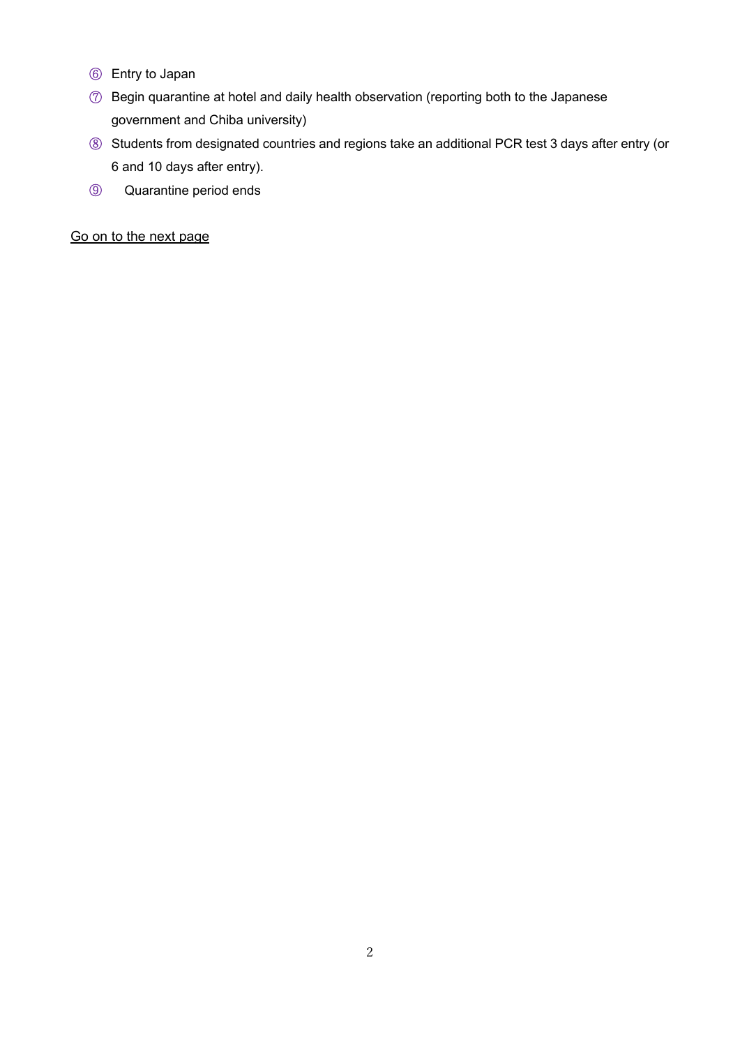⑥ Entry to Japan

⑦ Begin quarantine at hotel and daily health observation (reporting both to the Japanese government and Chiba university)

⑧ Students from designated countries and regions take an additional PCR test 3 days after entry (or 6 and 10 days after entry).

⑨ Quarantine period ends

Go on to the next page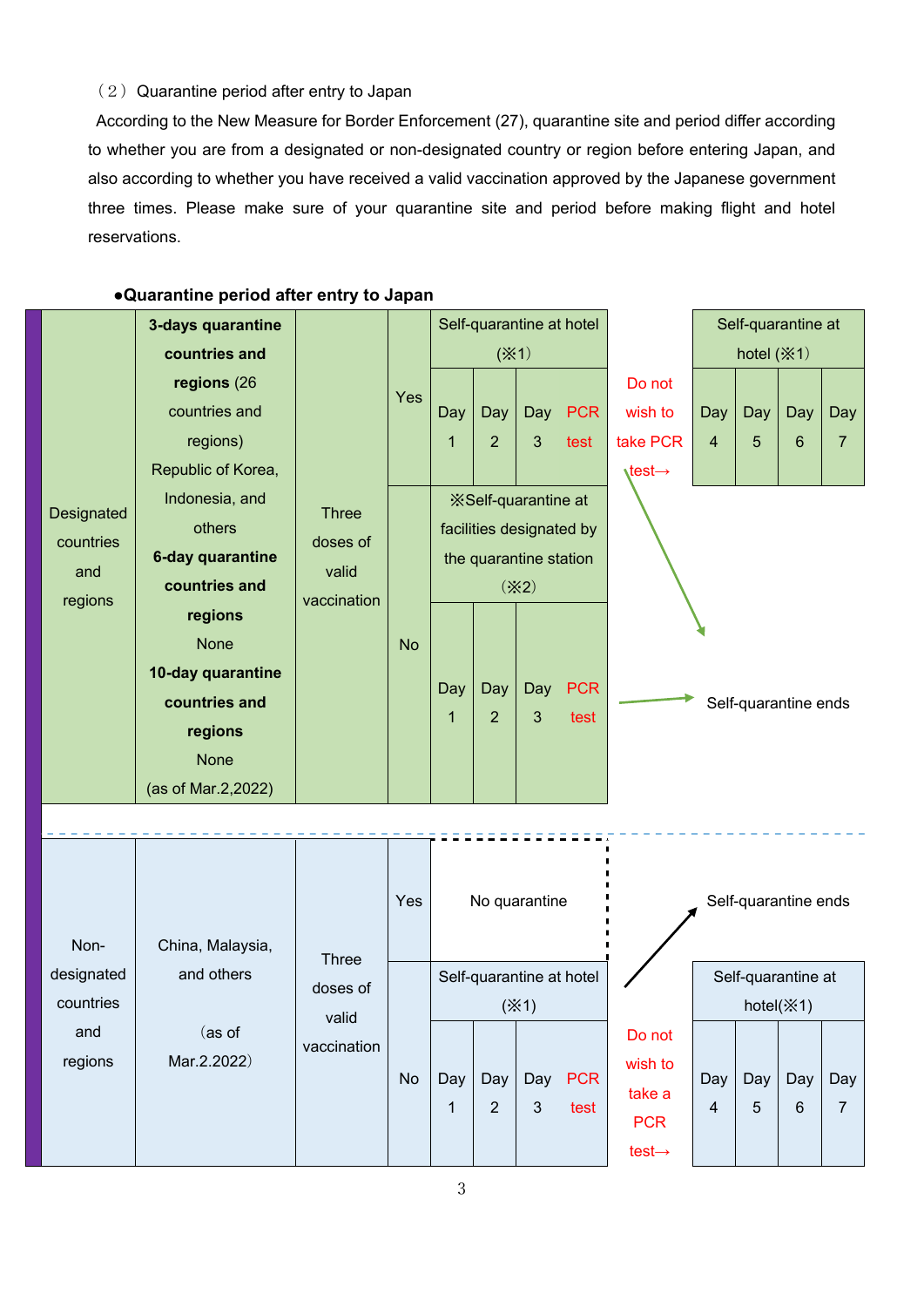（２）Quarantine period after entry to Japan

According to the New Measure for Border Enforcement (27), quarantine site and period differ according to whether you are from a designated or non-designated country or region before entering Japan, and also according to whether you have received a valid vaccination approved by the Japanese government three times. Please make sure of your quarantine site and period before making flight and hotel reservations.

**●Quarantine period after entry to Japan**

| | | | | | | | | | | | | | |
|---|---|---|---|---|---|---|---|---|---|---|---|---|---|
| Designated countries and regions | **3-days quarantine countries and regions** (26 countries and regions) Republic of Korea, Indonesia, and others **6-day quarantine countries and regions** None **10-day quarantine countries and regions** None (as of Mar.2,2022) | Three doses of valid vaccination | Yes | Self-quarantine at hotel (※1): Day 1 | Day 2 | Day 3 | PCR test | Do not wish to take PCR test→ | Self-quarantine at hotel (※1): Day 4 | Day 5 | Day 6 | Day 7 | |
| | | | No | ※Self-quarantine at facilities designated by the quarantine station (※2): Day 1 | Day 2 | Day 3 | PCR test | → | Self-quarantine ends | | | | |
| Non-designated countries and regions | China, Malaysia, and others (as of Mar.2.2022) | Three doses of valid vaccination | Yes | No quarantine | | | | | | | | | |
| | | | No | Self-quarantine at hotel (※1): Day 1 | Day 2 | Day 3 | PCR test | ↗ Self-quarantine ends / Do not wish to take a PCR test→ | Self-quarantine at hotel(※1): Day 4 | Day 5 | Day 6 | Day 7 | |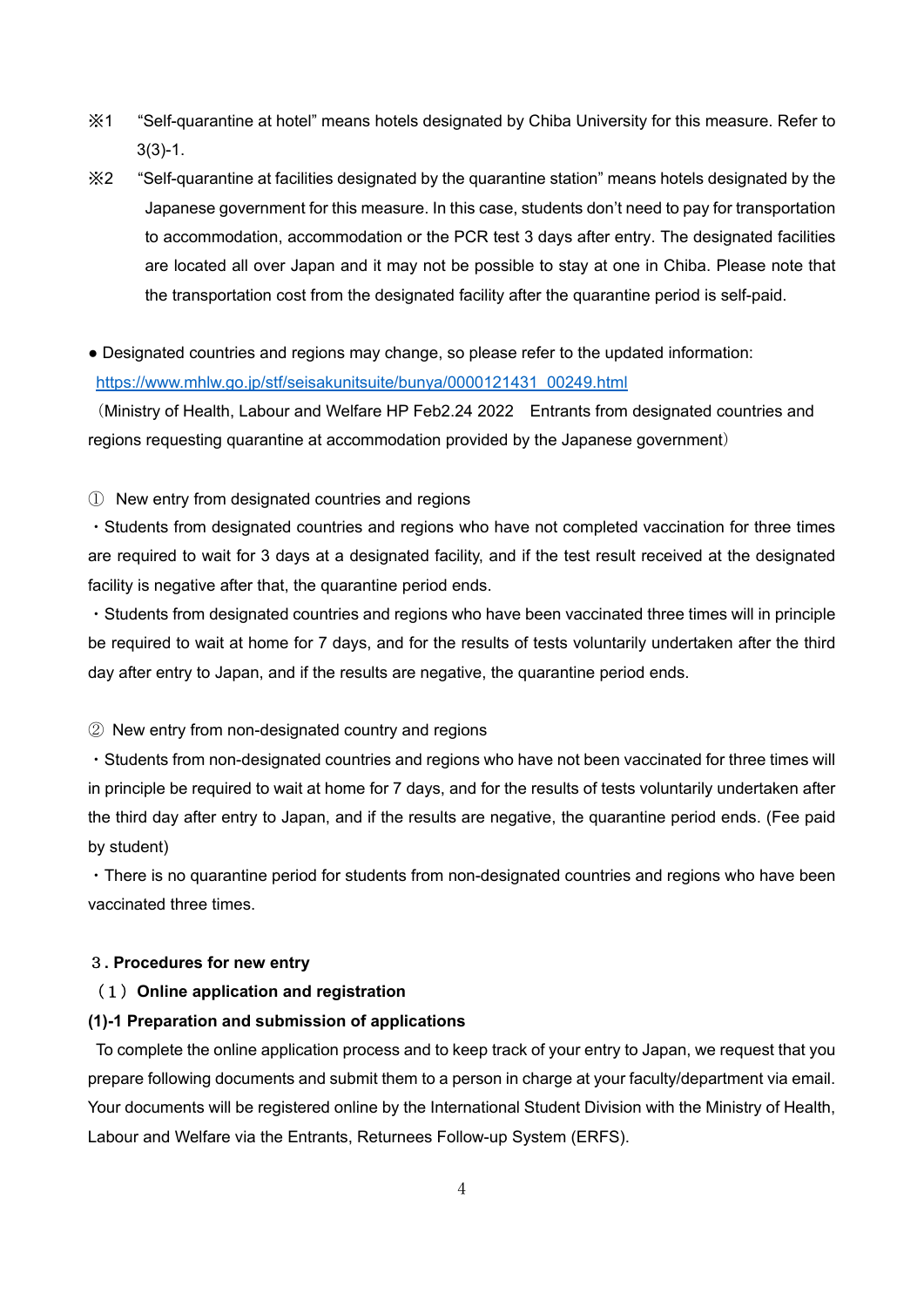※1　"Self-quarantine at hotel" means hotels designated by Chiba University for this measure. Refer to 3(3)-1.

※2　"Self-quarantine at facilities designated by the quarantine station" means hotels designated by the Japanese government for this measure. In this case, students don't need to pay for transportation to accommodation, accommodation or the PCR test 3 days after entry. The designated facilities are located all over Japan and it may not be possible to stay at one in Chiba. Please note that the transportation cost from the designated facility after the quarantine period is self-paid.

● Designated countries and regions may change, so please refer to the updated information: [https://www.mhlw.go.jp/stf/seisakunitsuite/bunya/0000121431_00249.html](https://www.mhlw.go.jp/stf/seisakunitsuite/bunya/0000121431_00249.html)

（Ministry of Health, Labour and Welfare HP Feb2.24 2022　Entrants from designated countries and regions requesting quarantine at accommodation provided by the Japanese government）

① New entry from designated countries and regions

・Students from designated countries and regions who have not completed vaccination for three times are required to wait for 3 days at a designated facility, and if the test result received at the designated facility is negative after that, the quarantine period ends.

・Students from designated countries and regions who have been vaccinated three times will in principle be required to wait at home for 7 days, and for the results of tests voluntarily undertaken after the third day after entry to Japan, and if the results are negative, the quarantine period ends.

② New entry from non-designated country and regions

・Students from non-designated countries and regions who have not been vaccinated for three times will in principle be required to wait at home for 7 days, and for the results of tests voluntarily undertaken after the third day after entry to Japan, and if the results are negative, the quarantine period ends. (Fee paid by student)

・There is no quarantine period for students from non-designated countries and regions who have been vaccinated three times.

## ３．Procedures for new entry

### （１）Online application and registration

#### (1)-1 Preparation and submission of applications

To complete the online application process and to keep track of your entry to Japan, we request that you prepare following documents and submit them to a person in charge at your faculty/department via email. Your documents will be registered online by the International Student Division with the Ministry of Health, Labour and Welfare via the Entrants, Returnees Follow-up System (ERFS).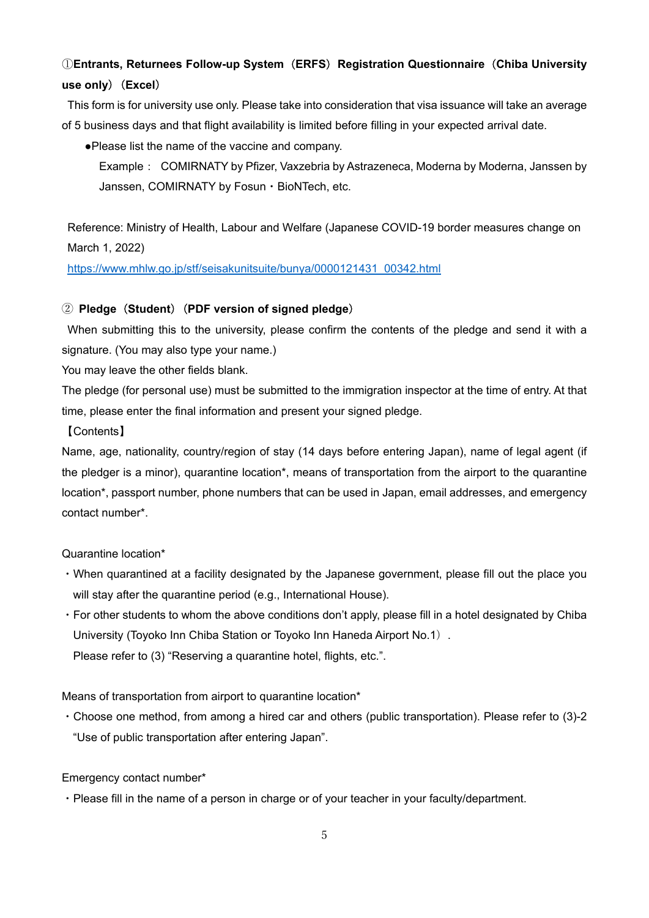**①Entrants, Returnees Follow-up System（ERFS）Registration Questionnaire（Chiba University use only）（Excel）**

This form is for university use only. Please take into consideration that visa issuance will take an average of 5 business days and that flight availability is limited before filling in your expected arrival date.

- Please list the name of the vaccine and company.

  Example： COMIRNATY by Pfizer, Vaxzebria by Astrazeneca, Moderna by Moderna, Janssen by Janssen, COMIRNATY by Fosun・BioNTech, etc.

Reference: Ministry of Health, Labour and Welfare (Japanese COVID-19 border measures change on March 1, 2022)

https://www.mhlw.go.jp/stf/seisakunitsuite/bunya/0000121431_00342.html

**② Pledge（Student）（PDF version of signed pledge）**

When submitting this to the university, please confirm the contents of the pledge and send it with a signature. (You may also type your name.)

You may leave the other fields blank.

The pledge (for personal use) must be submitted to the immigration inspector at the time of entry. At that time, please enter the final information and present your signed pledge.

【Contents】

Name, age, nationality, country/region of stay (14 days before entering Japan), name of legal agent (if the pledger is a minor), quarantine location*, means of transportation from the airport to the quarantine location*, passport number, phone numbers that can be used in Japan, email addresses, and emergency contact number*.

Quarantine location*

- When quarantined at a facility designated by the Japanese government, please fill out the place you will stay after the quarantine period (e.g., International House).
- For other students to whom the above conditions don't apply, please fill in a hotel designated by Chiba University (Toyoko Inn Chiba Station or Toyoko Inn Haneda Airport No.1）.

  Please refer to (3) "Reserving a quarantine hotel, flights, etc.".

Means of transportation from airport to quarantine location*

- Choose one method, from among a hired car and others (public transportation). Please refer to (3)-2 "Use of public transportation after entering Japan".

Emergency contact number*

- Please fill in the name of a person in charge or of your teacher in your faculty/department.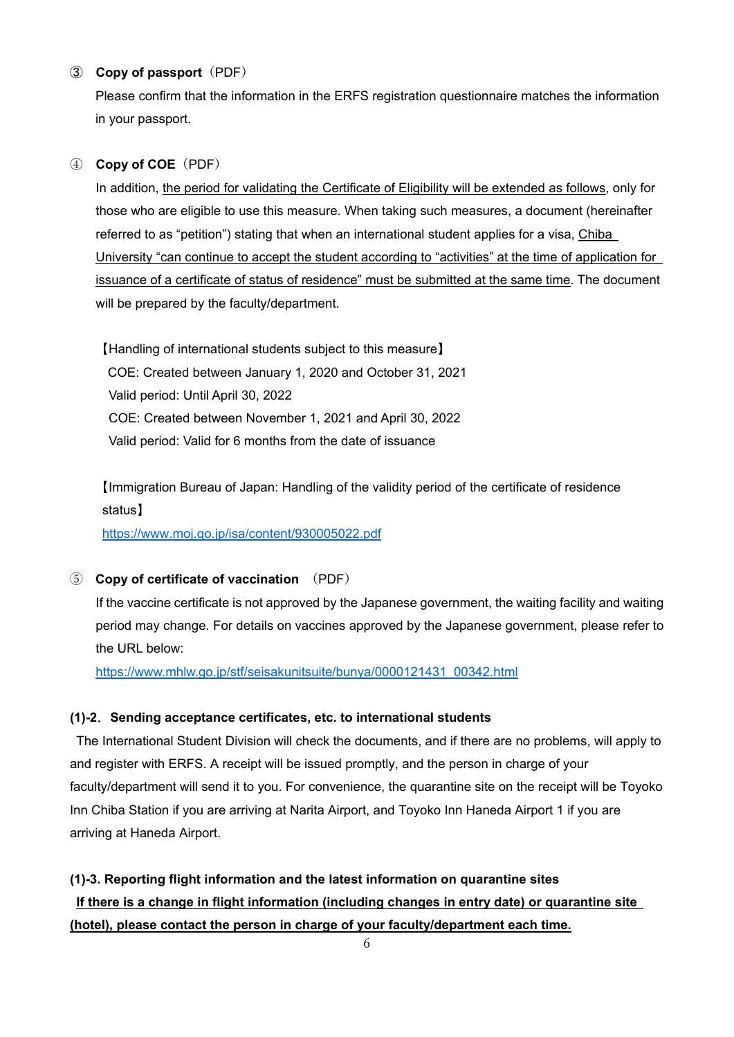③ **Copy of passport**（PDF）

Please confirm that the information in the ERFS registration questionnaire matches the information in your passport.

④ **Copy of COE**（PDF）

In addition, <u>the period for validating the Certificate of Eligibility will be extended as follows</u>, only for those who are eligible to use this measure. When taking such measures, a document (hereinafter referred to as “petition”) stating that when an international student applies for a visa, <u>Chiba University “can continue to accept the student according to “activities” at the time of application for issuance of a certificate of status of residence” must be submitted at the same time</u>. The document will be prepared by the faculty/department.

【Handling of international students subject to this measure】

COE: Created between January 1, 2020 and October 31, 2021

Valid period: Until April 30, 2022

COE: Created between November 1, 2021 and April 30, 2022

Valid period: Valid for 6 months from the date of issuance

【Immigration Bureau of Japan: Handling of the validity period of the certificate of residence status】

https://www.moj.go.jp/isa/content/930005022.pdf

⑤ **Copy of certificate of vaccination** （PDF）

If the vaccine certificate is not approved by the Japanese government, the waiting facility and waiting period may change. For details on vaccines approved by the Japanese government, please refer to the URL below:

https://www.mhlw.go.jp/stf/seisakunitsuite/bunya/0000121431_00342.html

**(1)-2．Sending acceptance certificates, etc. to international students**

The International Student Division will check the documents, and if there are no problems, will apply to and register with ERFS. A receipt will be issued promptly, and the person in charge of your faculty/department will send it to you. For convenience, the quarantine site on the receipt will be Toyoko Inn Chiba Station if you are arriving at Narita Airport, and Toyoko Inn Haneda Airport 1 if you are arriving at Haneda Airport.

**(1)-3. Reporting flight information and the latest information on quarantine sites**

<u>**If there is a change in flight information (including changes in entry date) or quarantine site (hotel), please contact the person in charge of your faculty/department each time.**</u>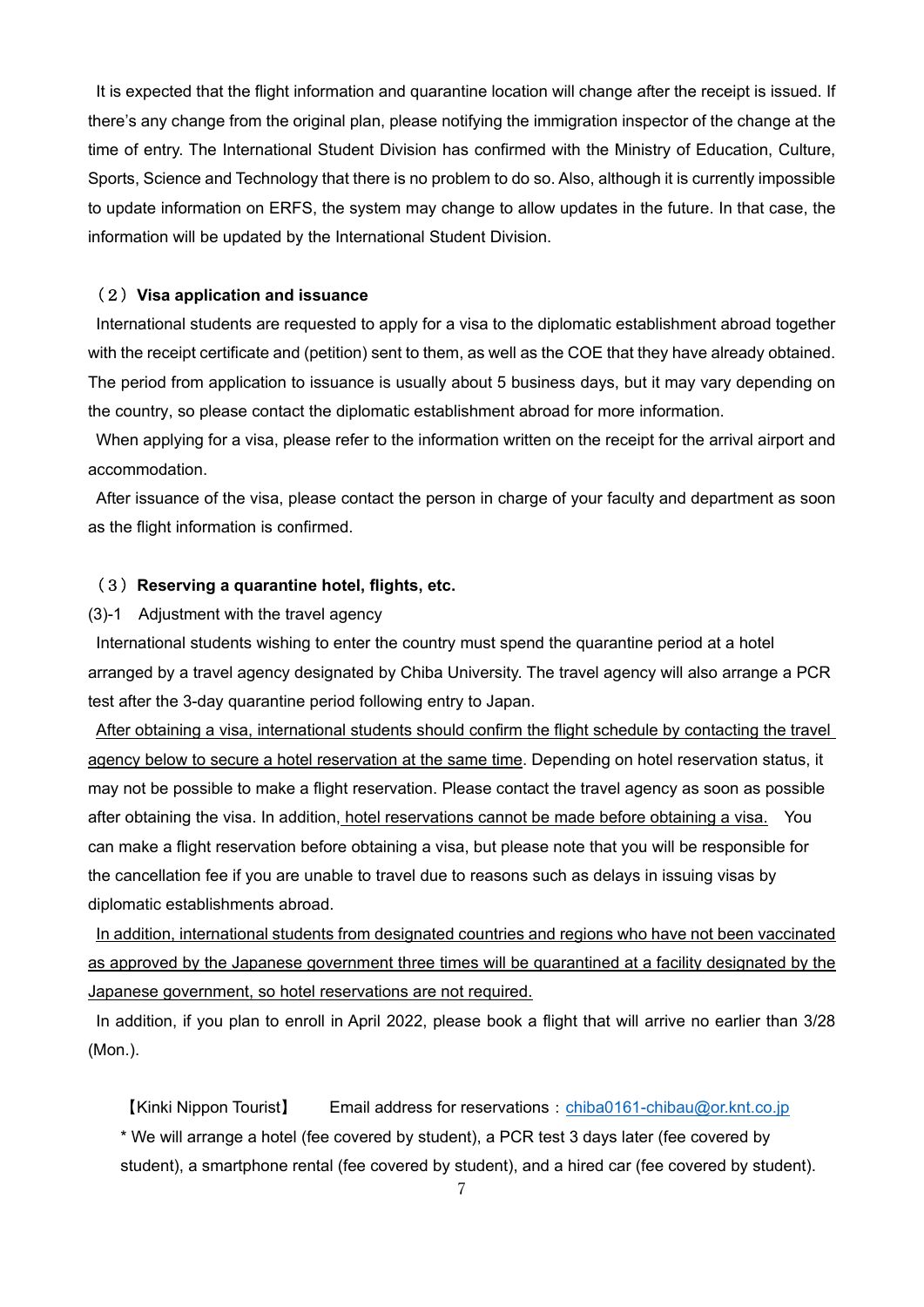It is expected that the flight information and quarantine location will change after the receipt is issued. If there's any change from the original plan, please notifying the immigration inspector of the change at the time of entry. The International Student Division has confirmed with the Ministry of Education, Culture, Sports, Science and Technology that there is no problem to do so. Also, although it is currently impossible to update information on ERFS, the system may change to allow updates in the future. In that case, the information will be updated by the International Student Division.

### （２）**Visa application and issuance**

International students are requested to apply for a visa to the diplomatic establishment abroad together with the receipt certificate and (petition) sent to them, as well as the COE that they have already obtained. The period from application to issuance is usually about 5 business days, but it may vary depending on the country, so please contact the diplomatic establishment abroad for more information.

When applying for a visa, please refer to the information written on the receipt for the arrival airport and accommodation.

After issuance of the visa, please contact the person in charge of your faculty and department as soon as the flight information is confirmed.

### （３）**Reserving a quarantine hotel, flights, etc.**

(3)-1　Adjustment with the travel agency

International students wishing to enter the country must spend the quarantine period at a hotel arranged by a travel agency designated by Chiba University. The travel agency will also arrange a PCR test after the 3-day quarantine period following entry to Japan.

<u>After obtaining a visa, international students should confirm the flight schedule by contacting the travel agency below to secure a hotel reservation at the same time</u>. Depending on hotel reservation status, it may not be possible to make a flight reservation. Please contact the travel agency as soon as possible after obtaining the visa. In addition, <u>hotel reservations cannot be made before obtaining a visa.</u> You can make a flight reservation before obtaining a visa, but please note that you will be responsible for the cancellation fee if you are unable to travel due to reasons such as delays in issuing visas by diplomatic establishments abroad.

<u>In addition, international students from designated countries and regions who have not been vaccinated as approved by the Japanese government three times will be quarantined at a facility designated by the Japanese government, so hotel reservations are not required.</u>

In addition, if you plan to enroll in April 2022, please book a flight that will arrive no earlier than 3/28 (Mon.).

【Kinki Nippon Tourist】　Email address for reservations：chiba0161-chibau@or.knt.co.jp

* We will arrange a hotel (fee covered by student), a PCR test 3 days later (fee covered by student), a smartphone rental (fee covered by student), and a hired car (fee covered by student).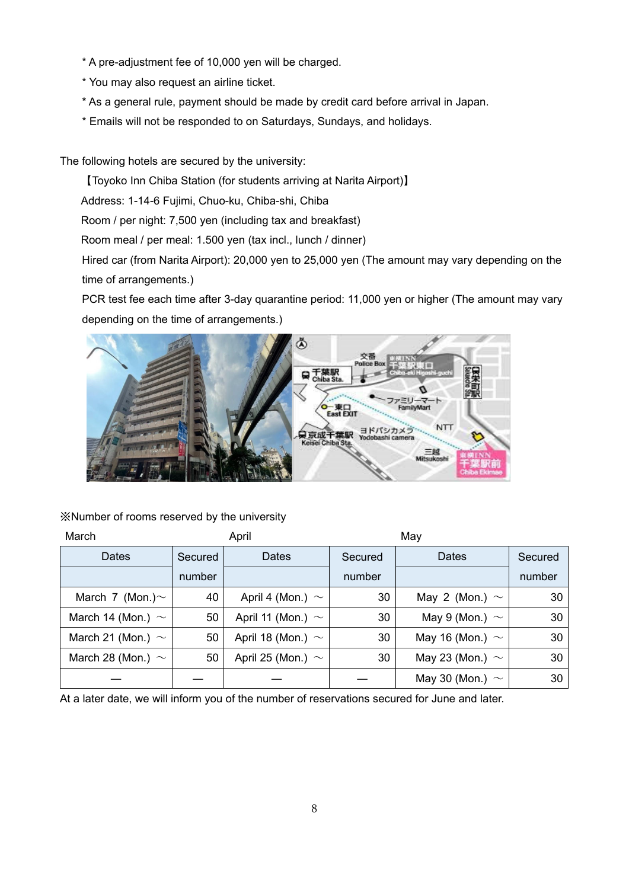* A pre-adjustment fee of 10,000 yen will be charged.

* You may also request an airline ticket.

* As a general rule, payment should be made by credit card before arrival in Japan.

* Emails will not be responded to on Saturdays, Sundays, and holidays.

The following hotels are secured by the university:

【Toyoko Inn Chiba Station (for students arriving at Narita Airport)】

Address: 1-14-6 Fujimi, Chuo-ku, Chiba-shi, Chiba

Room / per night: 7,500 yen (including tax and breakfast)

Room meal / per meal: 1.500 yen (tax incl., lunch / dinner)

Hired car (from Narita Airport): 20,000 yen to 25,000 yen (The amount may vary depending on the time of arrangements.)

PCR test fee each time after 3-day quarantine period: 11,000 yen or higher (The amount may vary depending on the time of arrangements.)

※Number of rooms reserved by the university

| March | | April | | May | |
|---|---|---|---|---|---|
| Dates | Secured number | Dates | Secured number | Dates | Secured number |
| March 7 (Mon.)～ | 40 | April 4 (Mon.) ～ | 30 | May 2 (Mon.) ～ | 30 |
| March 14 (Mon.) ～ | 50 | April 11 (Mon.) ～ | 30 | May 9 (Mon.) ～ | 30 |
| March 21 (Mon.) ～ | 50 | April 18 (Mon.) ～ | 30 | May 16 (Mon.) ～ | 30 |
| March 28 (Mon.) ～ | 50 | April 25 (Mon.) ～ | 30 | May 23 (Mon.) ～ | 30 |
| — | — | — | — | May 30 (Mon.) ～ | 30 |

At a later date, we will inform you of the number of reservations secured for June and later.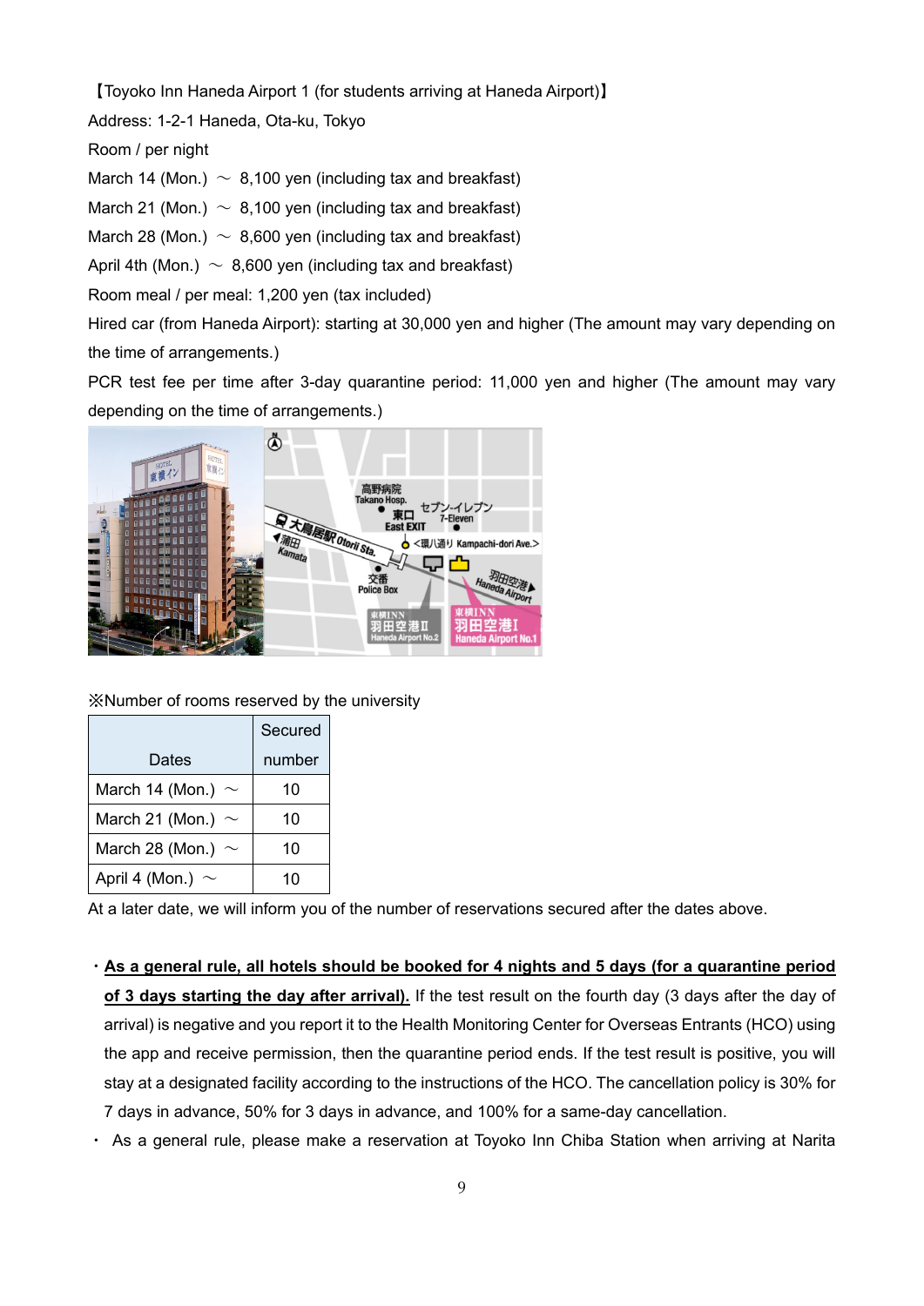【Toyoko Inn Haneda Airport 1 (for students arriving at Haneda Airport)】

Address: 1-2-1 Haneda, Ota-ku, Tokyo

Room / per night

March 14 (Mon.) ～ 8,100 yen (including tax and breakfast)

March 21 (Mon.) ～ 8,100 yen (including tax and breakfast)

March 28 (Mon.) ～ 8,600 yen (including tax and breakfast)

April 4th (Mon.) ～ 8,600 yen (including tax and breakfast)

Room meal / per meal: 1,200 yen (tax included)

Hired car (from Haneda Airport): starting at 30,000 yen and higher (The amount may vary depending on the time of arrangements.)

PCR test fee per time after 3-day quarantine period: 11,000 yen and higher (The amount may vary depending on the time of arrangements.)

※Number of rooms reserved by the university

| Dates | Secured number |
|---|---|
| March 14 (Mon.) ～ | 10 |
| March 21 (Mon.) ～ | 10 |
| March 28 (Mon.) ～ | 10 |
| April 4 (Mon.) ～ | 10 |

At a later date, we will inform you of the number of reservations secured after the dates above.

- **As a general rule, all hotels should be booked for 4 nights and 5 days (for a quarantine period of 3 days starting the day after arrival).** If the test result on the fourth day (3 days after the day of arrival) is negative and you report it to the Health Monitoring Center for Overseas Entrants (HCO) using the app and receive permission, then the quarantine period ends. If the test result is positive, you will stay at a designated facility according to the instructions of the HCO. The cancellation policy is 30% for 7 days in advance, 50% for 3 days in advance, and 100% for a same-day cancellation.
- As a general rule, please make a reservation at Toyoko Inn Chiba Station when arriving at Narita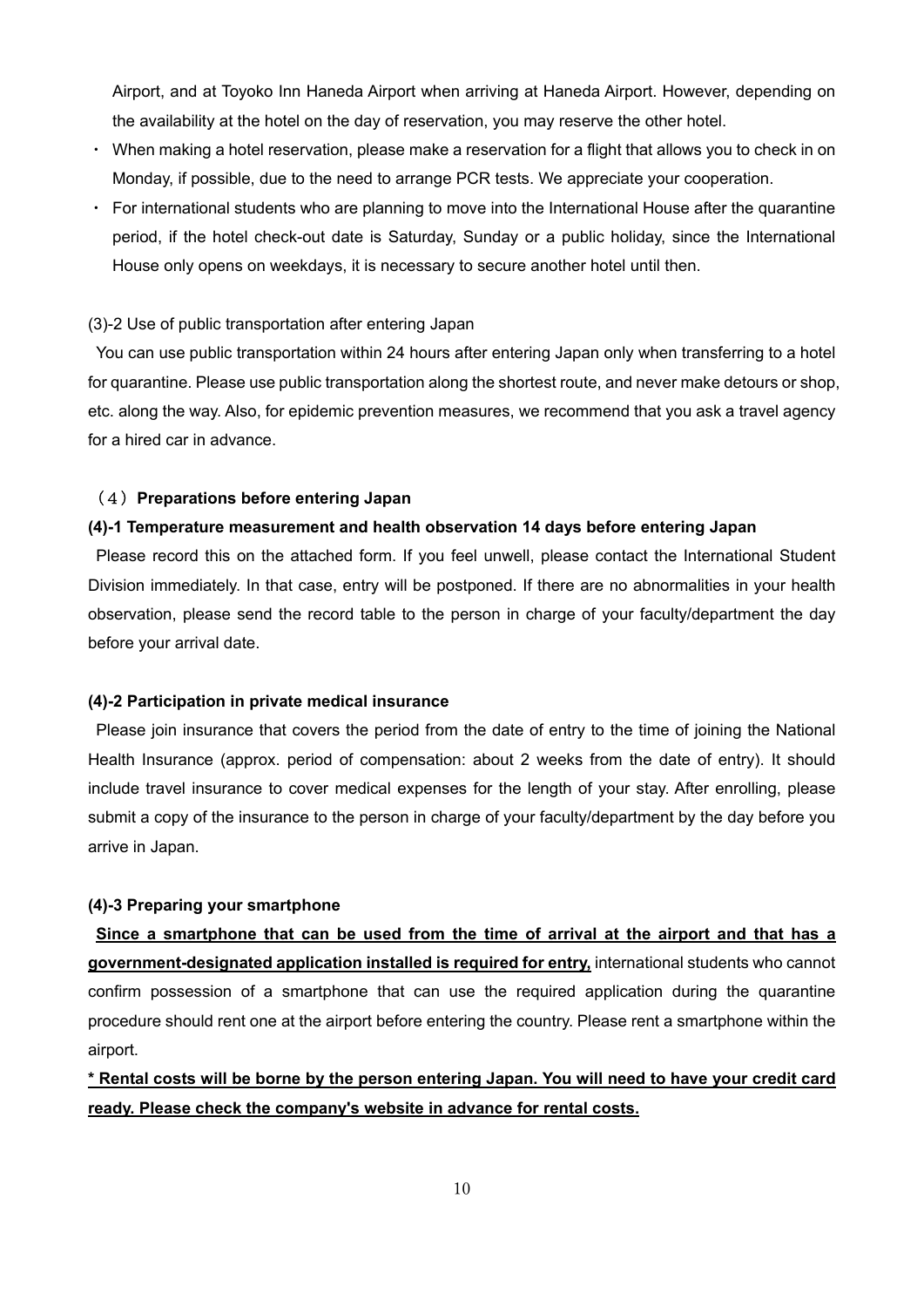Airport, and at Toyoko Inn Haneda Airport when arriving at Haneda Airport. However, depending on the availability at the hotel on the day of reservation, you may reserve the other hotel.

- When making a hotel reservation, please make a reservation for a flight that allows you to check in on Monday, if possible, due to the need to arrange PCR tests. We appreciate your cooperation.
- For international students who are planning to move into the International House after the quarantine period, if the hotel check-out date is Saturday, Sunday or a public holiday, since the International House only opens on weekdays, it is necessary to secure another hotel until then.

(3)-2 Use of public transportation after entering Japan

You can use public transportation within 24 hours after entering Japan only when transferring to a hotel for quarantine. Please use public transportation along the shortest route, and never make detours or shop, etc. along the way. Also, for epidemic prevention measures, we recommend that you ask a travel agency for a hired car in advance.

## （4）Preparations before entering Japan

### (4)-1 Temperature measurement and health observation 14 days before entering Japan

Please record this on the attached form. If you feel unwell, please contact the International Student Division immediately. In that case, entry will be postponed. If there are no abnormalities in your health observation, please send the record table to the person in charge of your faculty/department the day before your arrival date.

### (4)-2 Participation in private medical insurance

Please join insurance that covers the period from the date of entry to the time of joining the National Health Insurance (approx. period of compensation: about 2 weeks from the date of entry). It should include travel insurance to cover medical expenses for the length of your stay. After enrolling, please submit a copy of the insurance to the person in charge of your faculty/department by the day before you arrive in Japan.

### (4)-3 Preparing your smartphone

**Since a smartphone that can be used from the time of arrival at the airport and that has a government-designated application installed is required for entry,** international students who cannot confirm possession of a smartphone that can use the required application during the quarantine procedure should rent one at the airport before entering the country. Please rent a smartphone within the airport.

**\* Rental costs will be borne by the person entering Japan. You will need to have your credit card ready. Please check the company's website in advance for rental costs.**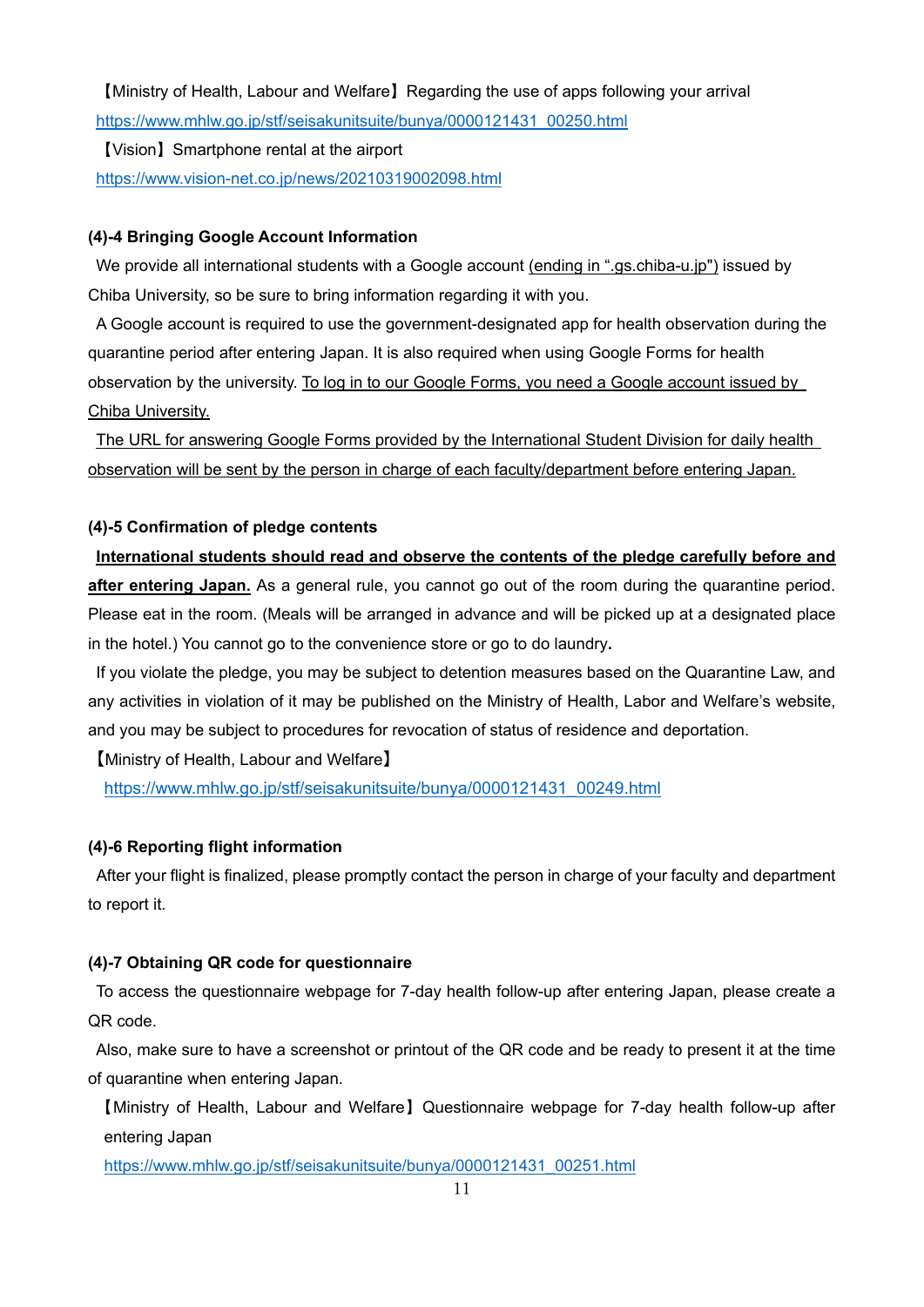【Ministry of Health, Labour and Welfare】Regarding the use of apps following your arrival

https://www.mhlw.go.jp/stf/seisakunitsuite/bunya/0000121431_00250.html

【Vision】Smartphone rental at the airport

https://www.vision-net.co.jp/news/20210319002098.html

### (4)-4 Bringing Google Account Information

We provide all international students with a Google account (ending in ".gs.chiba-u.jp") issued by Chiba University, so be sure to bring information regarding it with you.

A Google account is required to use the government-designated app for health observation during the quarantine period after entering Japan. It is also required when using Google Forms for health observation by the university. To log in to our Google Forms, you need a Google account issued by Chiba University.

The URL for answering Google Forms provided by the International Student Division for daily health observation will be sent by the person in charge of each faculty/department before entering Japan.

### (4)-5 Confirmation of pledge contents

**International students should read and observe the contents of the pledge carefully before and after entering Japan.** As a general rule, you cannot go out of the room during the quarantine period. Please eat in the room. (Meals will be arranged in advance and will be picked up at a designated place in the hotel.) You cannot go to the convenience store or go to do laundry**.**

If you violate the pledge, you may be subject to detention measures based on the Quarantine Law, and any activities in violation of it may be published on the Ministry of Health, Labor and Welfare's website, and you may be subject to procedures for revocation of status of residence and deportation.

【Ministry of Health, Labour and Welfare】

https://www.mhlw.go.jp/stf/seisakunitsuite/bunya/0000121431_00249.html

### (4)-6 Reporting flight information

After your flight is finalized, please promptly contact the person in charge of your faculty and department to report it.

### (4)-7 Obtaining QR code for questionnaire

To access the questionnaire webpage for 7-day health follow-up after entering Japan, please create a QR code.

Also, make sure to have a screenshot or printout of the QR code and be ready to present it at the time of quarantine when entering Japan.

【Ministry of Health, Labour and Welfare】Questionnaire webpage for 7-day health follow-up after entering Japan

https://www.mhlw.go.jp/stf/seisakunitsuite/bunya/0000121431_00251.html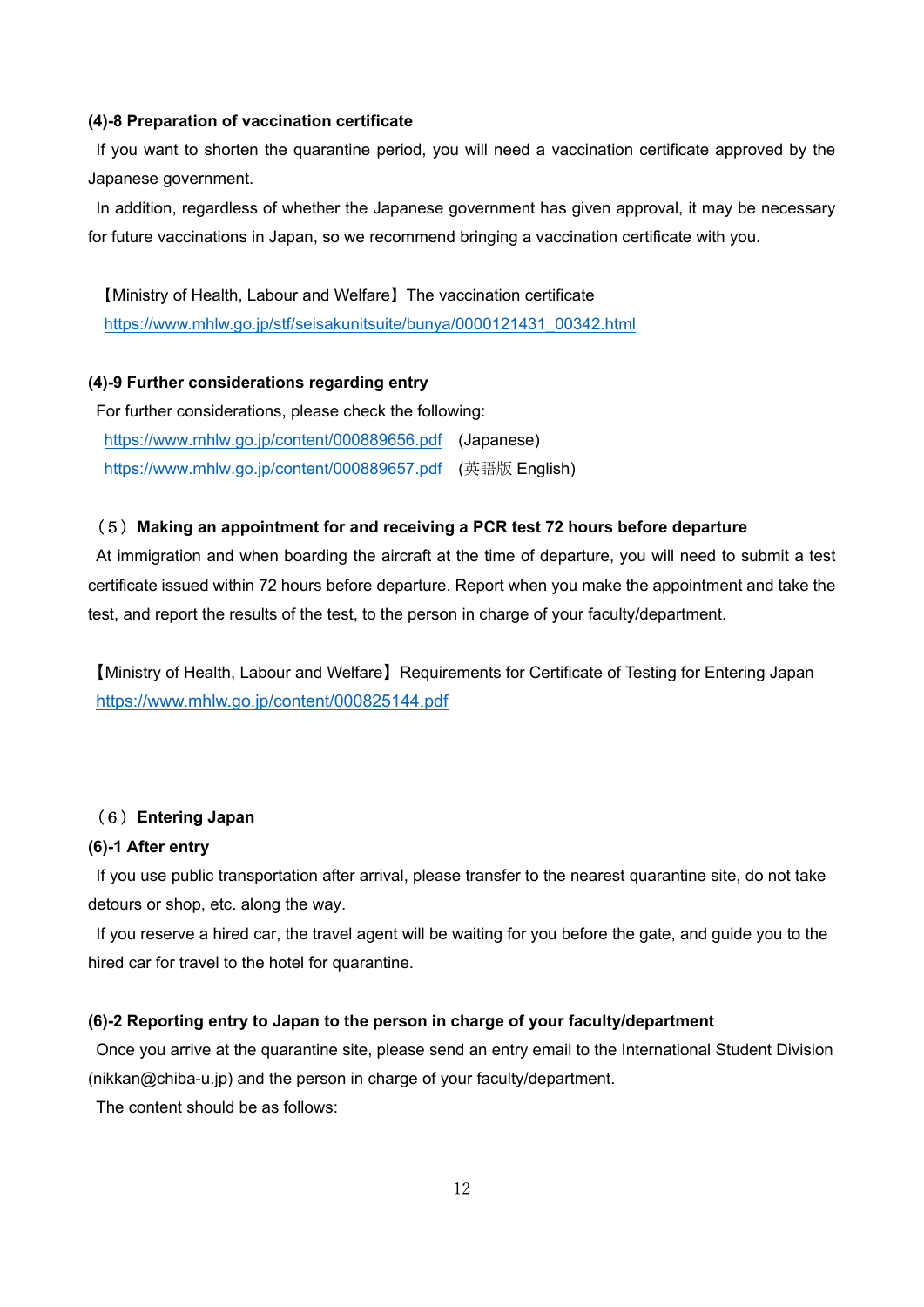**(4)-8 Preparation of vaccination certificate**

If you want to shorten the quarantine period, you will need a vaccination certificate approved by the Japanese government.

In addition, regardless of whether the Japanese government has given approval, it may be necessary for future vaccinations in Japan, so we recommend bringing a vaccination certificate with you.

【Ministry of Health, Labour and Welfare】The vaccination certificate
https://www.mhlw.go.jp/stf/seisakunitsuite/bunya/0000121431_00342.html

**(4)-9 Further considerations regarding entry**

For further considerations, please check the following:
https://www.mhlw.go.jp/content/000889656.pdf (Japanese)
https://www.mhlw.go.jp/content/000889657.pdf (英語版 English)

**（5）Making an appointment for and receiving a PCR test 72 hours before departure**

At immigration and when boarding the aircraft at the time of departure, you will need to submit a test certificate issued within 72 hours before departure. Report when you make the appointment and take the test, and report the results of the test, to the person in charge of your faculty/department.

【Ministry of Health, Labour and Welfare】Requirements for Certificate of Testing for Entering Japan
https://www.mhlw.go.jp/content/000825144.pdf

**（6）Entering Japan**

**(6)-1 After entry**

If you use public transportation after arrival, please transfer to the nearest quarantine site, do not take detours or shop, etc. along the way.

If you reserve a hired car, the travel agent will be waiting for you before the gate, and guide you to the hired car for travel to the hotel for quarantine.

**(6)-2 Reporting entry to Japan to the person in charge of your faculty/department**

Once you arrive at the quarantine site, please send an entry email to the International Student Division (nikkan@chiba-u.jp) and the person in charge of your faculty/department.

The content should be as follows: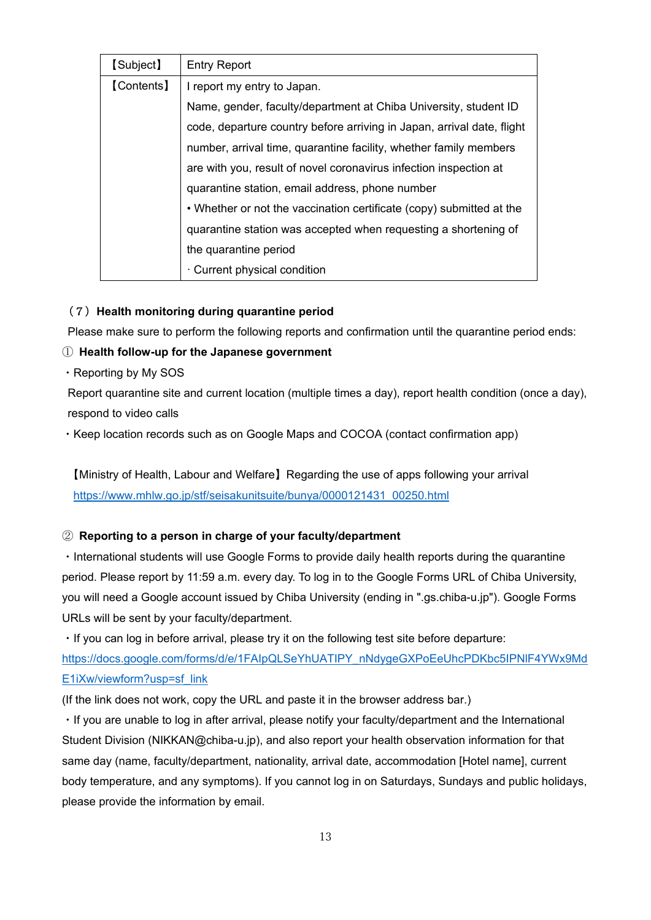| 【Subject】 | Entry Report |
|---|---|
| 【Contents】 | I report my entry to Japan.<br>Name, gender, faculty/department at Chiba University, student ID code, departure country before arriving in Japan, arrival date, flight number, arrival time, quarantine facility, whether family members are with you, result of novel coronavirus infection inspection at quarantine station, email address, phone number<br>• Whether or not the vaccination certificate (copy) submitted at the quarantine station was accepted when requesting a shortening of the quarantine period<br>· Current physical condition |

### （７） Health monitoring during quarantine period

Please make sure to perform the following reports and confirmation until the quarantine period ends:

#### ① Health follow-up for the Japanese government

・Reporting by My SOS

Report quarantine site and current location (multiple times a day), report health condition (once a day), respond to video calls

・Keep location records such as on Google Maps and COCOA (contact confirmation app)

【Ministry of Health, Labour and Welfare】Regarding the use of apps following your arrival
https://www.mhlw.go.jp/stf/seisakunitsuite/bunya/0000121431_00250.html

#### ② Reporting to a person in charge of your faculty/department

・International students will use Google Forms to provide daily health reports during the quarantine period. Please report by 11:59 a.m. every day. To log in to the Google Forms URL of Chiba University, you will need a Google account issued by Chiba University (ending in ".gs.chiba-u.jp"). Google Forms URLs will be sent by your faculty/department.

・If you can log in before arrival, please try it on the following test site before departure:
https://docs.google.com/forms/d/e/1FAIpQLSeYhUATIPY_nNdygeGXPoEeUhcPDKbc5IPNlF4YWx9MdE1iXw/viewform?usp=sf_link

(If the link does not work, copy the URL and paste it in the browser address bar.)

・If you are unable to log in after arrival, please notify your faculty/department and the International Student Division (NIKKAN@chiba-u.jp), and also report your health observation information for that same day (name, faculty/department, nationality, arrival date, accommodation [Hotel name], current body temperature, and any symptoms). If you cannot log in on Saturdays, Sundays and public holidays, please provide the information by email.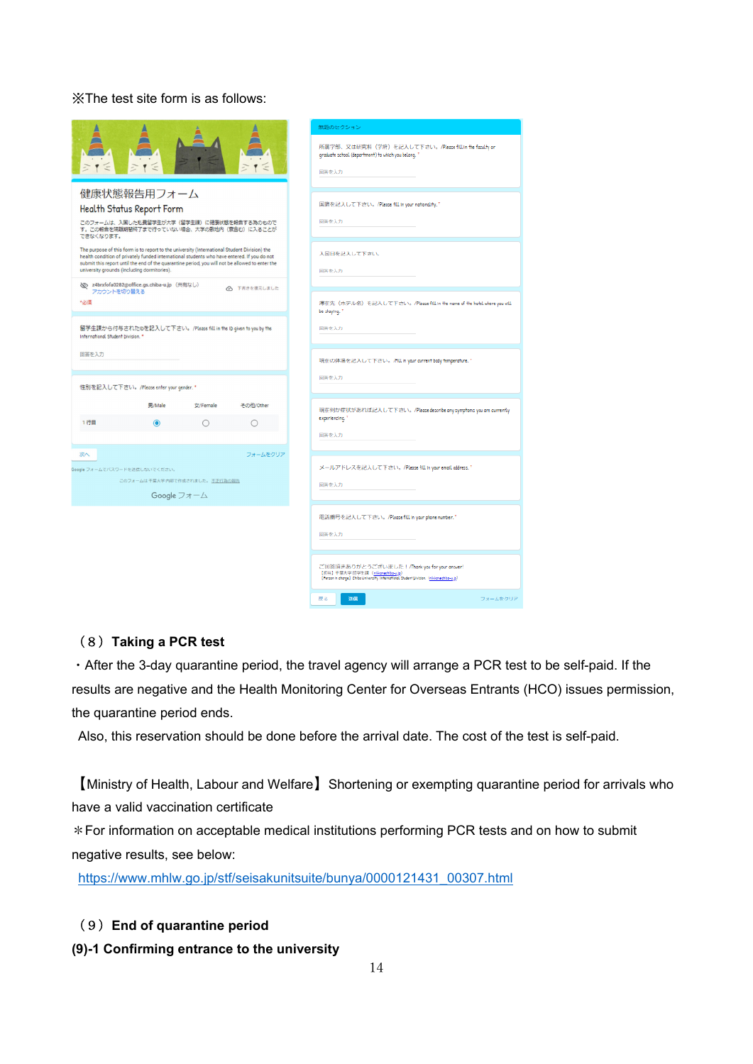※The test site form is as follows:

（８）**Taking a PCR test**

・After the 3-day quarantine period, the travel agency will arrange a PCR test to be self-paid. If the results are negative and the Health Monitoring Center for Overseas Entrants (HCO) issues permission, the quarantine period ends.

Also, this reservation should be done before the arrival date. The cost of the test is self-paid.

【Ministry of Health, Labour and Welfare】 Shortening or exempting quarantine period for arrivals who have a valid vaccination certificate

＊For information on acceptable medical institutions performing PCR tests and on how to submit negative results, see below:

https://www.mhlw.go.jp/stf/seisakunitsuite/bunya/0000121431_00307.html

（９）**End of quarantine period**

**(9)-1 Confirming entrance to the university**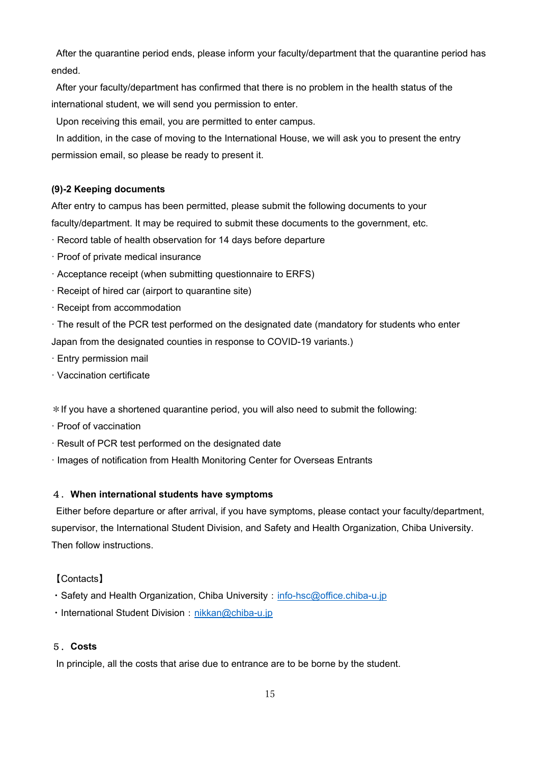After the quarantine period ends, please inform your faculty/department that the quarantine period has ended.

After your faculty/department has confirmed that there is no problem in the health status of the international student, we will send you permission to enter.

Upon receiving this email, you are permitted to enter campus.

In addition, in the case of moving to the International House, we will ask you to present the entry permission email, so please be ready to present it.

**(9)-2 Keeping documents**

After entry to campus has been permitted, please submit the following documents to your faculty/department. It may be required to submit these documents to the government, etc.

- Record table of health observation for 14 days before departure
- Proof of private medical insurance
- Acceptance receipt (when submitting questionnaire to ERFS)
- Receipt of hired car (airport to quarantine site)
- Receipt from accommodation
- The result of the PCR test performed on the designated date (mandatory for students who enter Japan from the designated counties in response to COVID-19 variants.)
- Entry permission mail
- Vaccination certificate

＊If you have a shortened quarantine period, you will also need to submit the following:

- Proof of vaccination
- Result of PCR test performed on the designated date
- Images of notification from Health Monitoring Center for Overseas Entrants

### ４．When international students have symptoms

Either before departure or after arrival, if you have symptoms, please contact your faculty/department, supervisor, the International Student Division, and Safety and Health Organization, Chiba University. Then follow instructions.

【Contacts】

・Safety and Health Organization, Chiba University：info-hsc@office.chiba-u.jp

・International Student Division：nikkan@chiba-u.jp

### ５．Costs

In principle, all the costs that arise due to entrance are to be borne by the student.